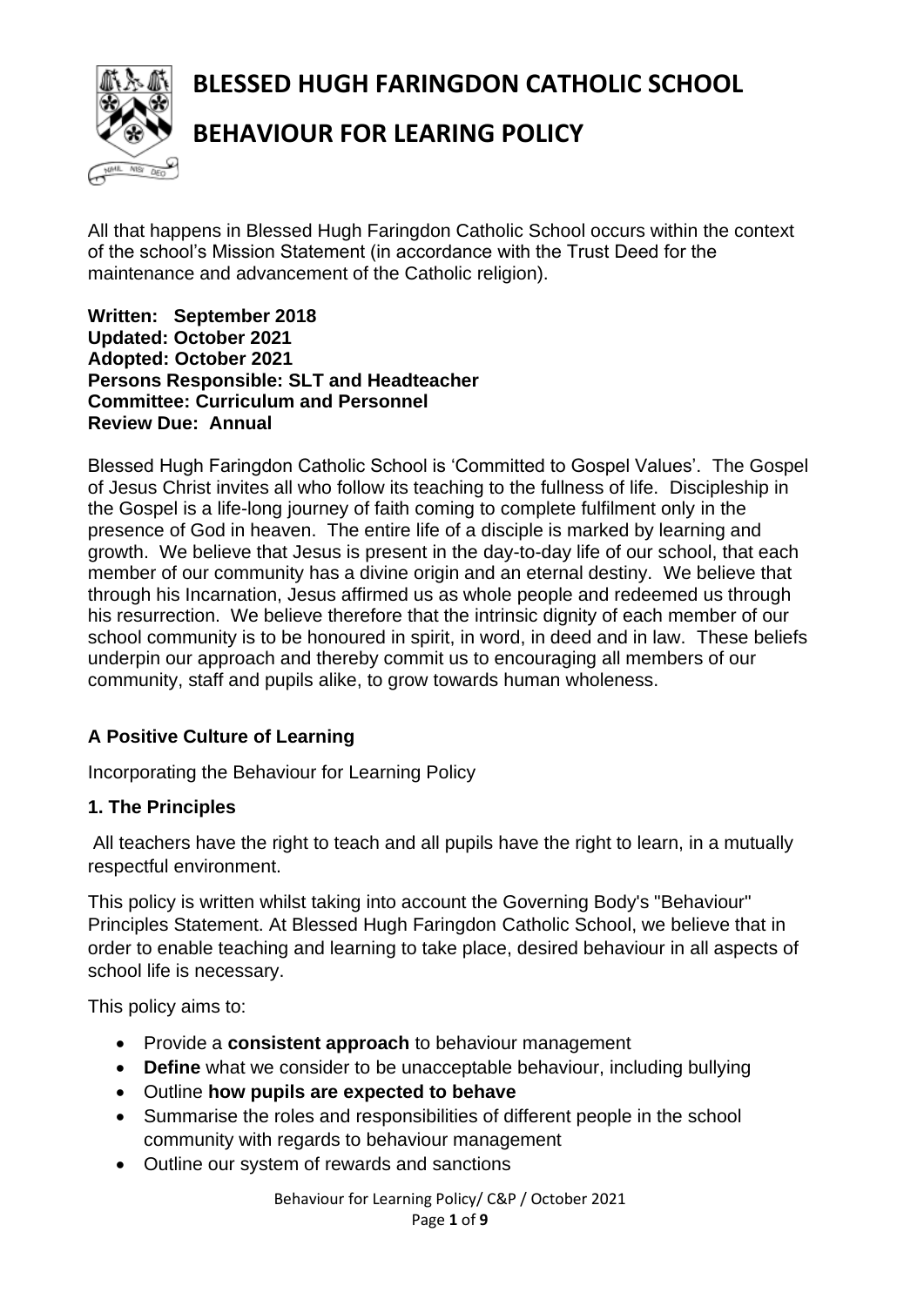# BLESSED HUGH FARINGDON CATHOLIC SCHOOL

# BEHAVIOUR FOR LEARING POLICY

All that happens in Blessed Hugh Faringdon Catholic School occurs within the context of the school's Mission Statement (in accordance with the Trust Deed for the maintenance and advancement of the Catholic religion).

**Written: September 2018**
**Updated: October 2021**
**Adopted: October 2021**
**Persons Responsible: SLT and Headteacher**
**Committee: Curriculum and Personnel**
**Review Due: Annual**

Blessed Hugh Faringdon Catholic School is 'Committed to Gospel Values'. The Gospel of Jesus Christ invites all who follow its teaching to the fullness of life. Discipleship in the Gospel is a life-long journey of faith coming to complete fulfilment only in the presence of God in heaven. The entire life of a disciple is marked by learning and growth. We believe that Jesus is present in the day-to-day life of our school, that each member of our community has a divine origin and an eternal destiny. We believe that through his Incarnation, Jesus affirmed us as whole people and redeemed us through his resurrection. We believe therefore that the intrinsic dignity of each member of our school community is to be honoured in spirit, in word, in deed and in law. These beliefs underpin our approach and thereby commit us to encouraging all members of our community, staff and pupils alike, to grow towards human wholeness.

## A Positive Culture of Learning

Incorporating the Behaviour for Learning Policy

### 1. The Principles

All teachers have the right to teach and all pupils have the right to learn, in a mutually respectful environment.

This policy is written whilst taking into account the Governing Body's "Behaviour" Principles Statement. At Blessed Hugh Faringdon Catholic School, we believe that in order to enable teaching and learning to take place, desired behaviour in all aspects of school life is necessary.

This policy aims to:

- Provide a **consistent approach** to behaviour management
- **Define** what we consider to be unacceptable behaviour, including bullying
- Outline **how pupils are expected to behave**
- Summarise the roles and responsibilities of different people in the school community with regards to behaviour management
- Outline our system of rewards and sanctions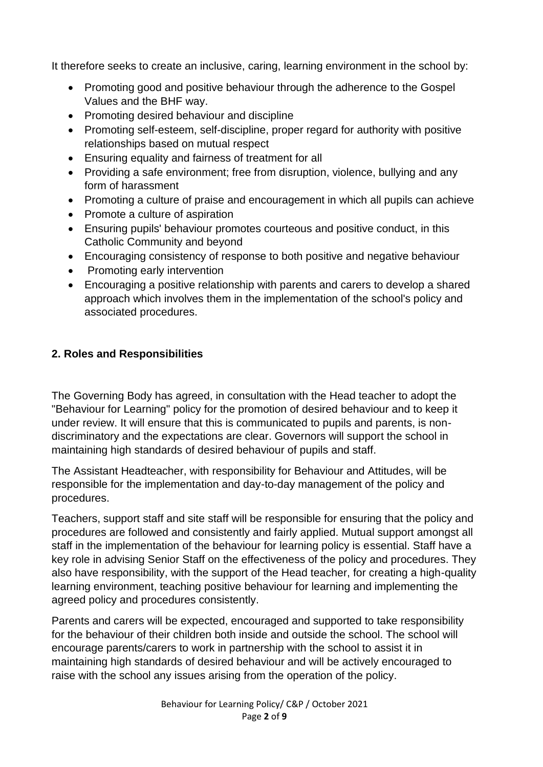It therefore seeks to create an inclusive, caring, learning environment in the school by:

- Promoting good and positive behaviour through the adherence to the Gospel Values and the BHF way.
- Promoting desired behaviour and discipline
- Promoting self-esteem, self-discipline, proper regard for authority with positive relationships based on mutual respect
- Ensuring equality and fairness of treatment for all
- Providing a safe environment; free from disruption, violence, bullying and any form of harassment
- Promoting a culture of praise and encouragement in which all pupils can achieve
- Promote a culture of aspiration
- Ensuring pupils' behaviour promotes courteous and positive conduct, in this Catholic Community and beyond
- Encouraging consistency of response to both positive and negative behaviour
- Promoting early intervention
- Encouraging a positive relationship with parents and carers to develop a shared approach which involves them in the implementation of the school's policy and associated procedures.

## 2. Roles and Responsibilities

The Governing Body has agreed, in consultation with the Head teacher to adopt the "Behaviour for Learning" policy for the promotion of desired behaviour and to keep it under review. It will ensure that this is communicated to pupils and parents, is non-discriminatory and the expectations are clear. Governors will support the school in maintaining high standards of desired behaviour of pupils and staff.

The Assistant Headteacher, with responsibility for Behaviour and Attitudes, will be responsible for the implementation and day-to-day management of the policy and procedures.

Teachers, support staff and site staff will be responsible for ensuring that the policy and procedures are followed and consistently and fairly applied. Mutual support amongst all staff in the implementation of the behaviour for learning policy is essential. Staff have a key role in advising Senior Staff on the effectiveness of the policy and procedures. They also have responsibility, with the support of the Head teacher, for creating a high-quality learning environment, teaching positive behaviour for learning and implementing the agreed policy and procedures consistently.

Parents and carers will be expected, encouraged and supported to take responsibility for the behaviour of their children both inside and outside the school. The school will encourage parents/carers to work in partnership with the school to assist it in maintaining high standards of desired behaviour and will be actively encouraged to raise with the school any issues arising from the operation of the policy.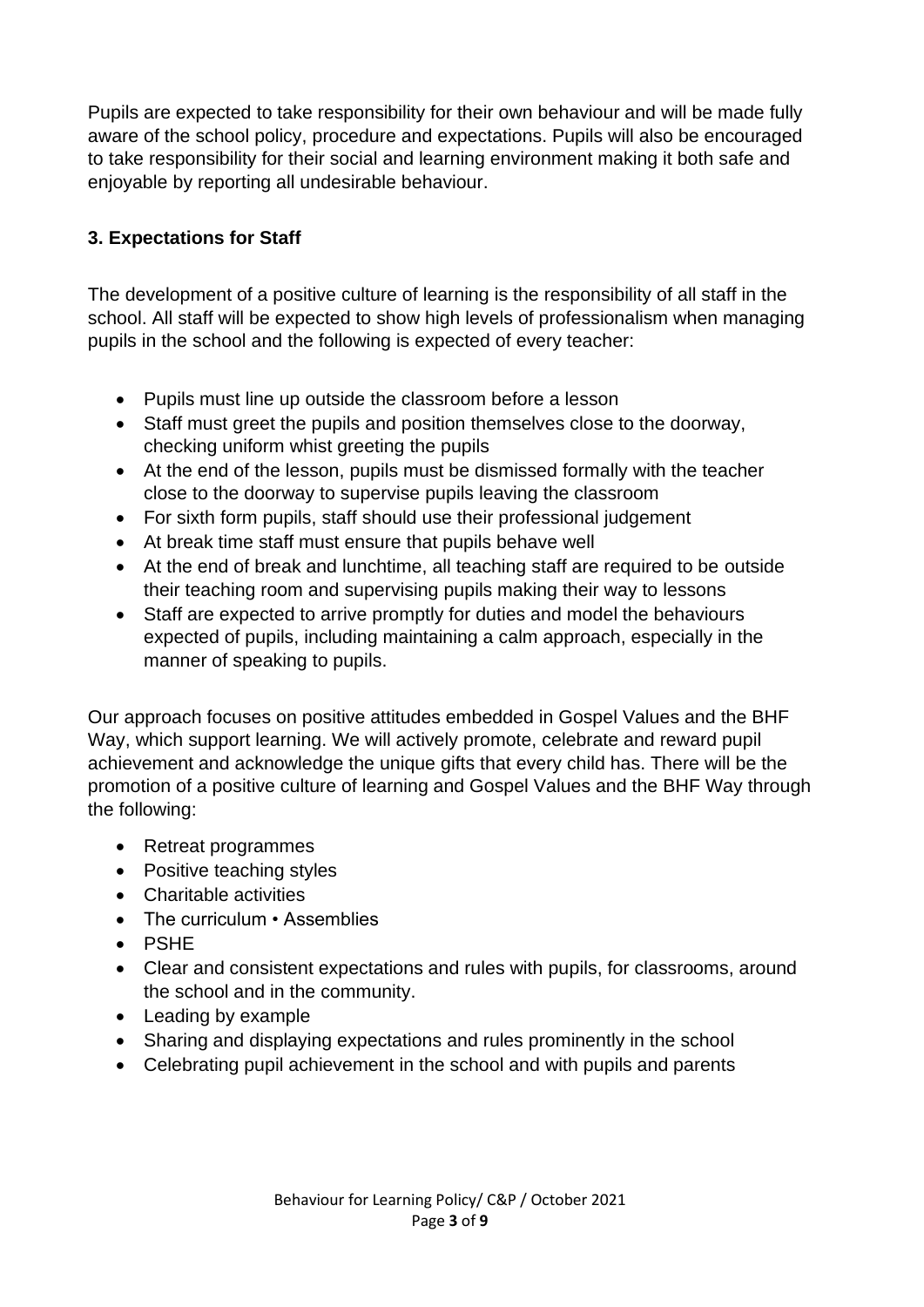Pupils are expected to take responsibility for their own behaviour and will be made fully aware of the school policy, procedure and expectations. Pupils will also be encouraged to take responsibility for their social and learning environment making it both safe and enjoyable by reporting all undesirable behaviour.

### 3. Expectations for Staff

The development of a positive culture of learning is the responsibility of all staff in the school. All staff will be expected to show high levels of professionalism when managing pupils in the school and the following is expected of every teacher:

- Pupils must line up outside the classroom before a lesson
- Staff must greet the pupils and position themselves close to the doorway, checking uniform whist greeting the pupils
- At the end of the lesson, pupils must be dismissed formally with the teacher close to the doorway to supervise pupils leaving the classroom
- For sixth form pupils, staff should use their professional judgement
- At break time staff must ensure that pupils behave well
- At the end of break and lunchtime, all teaching staff are required to be outside their teaching room and supervising pupils making their way to lessons
- Staff are expected to arrive promptly for duties and model the behaviours expected of pupils, including maintaining a calm approach, especially in the manner of speaking to pupils.

Our approach focuses on positive attitudes embedded in Gospel Values and the BHF Way, which support learning. We will actively promote, celebrate and reward pupil achievement and acknowledge the unique gifts that every child has. There will be the promotion of a positive culture of learning and Gospel Values and the BHF Way through the following:

- Retreat programmes
- Positive teaching styles
- Charitable activities
- The curriculum • Assemblies
- PSHE
- Clear and consistent expectations and rules with pupils, for classrooms, around the school and in the community.
- Leading by example
- Sharing and displaying expectations and rules prominently in the school
- Celebrating pupil achievement in the school and with pupils and parents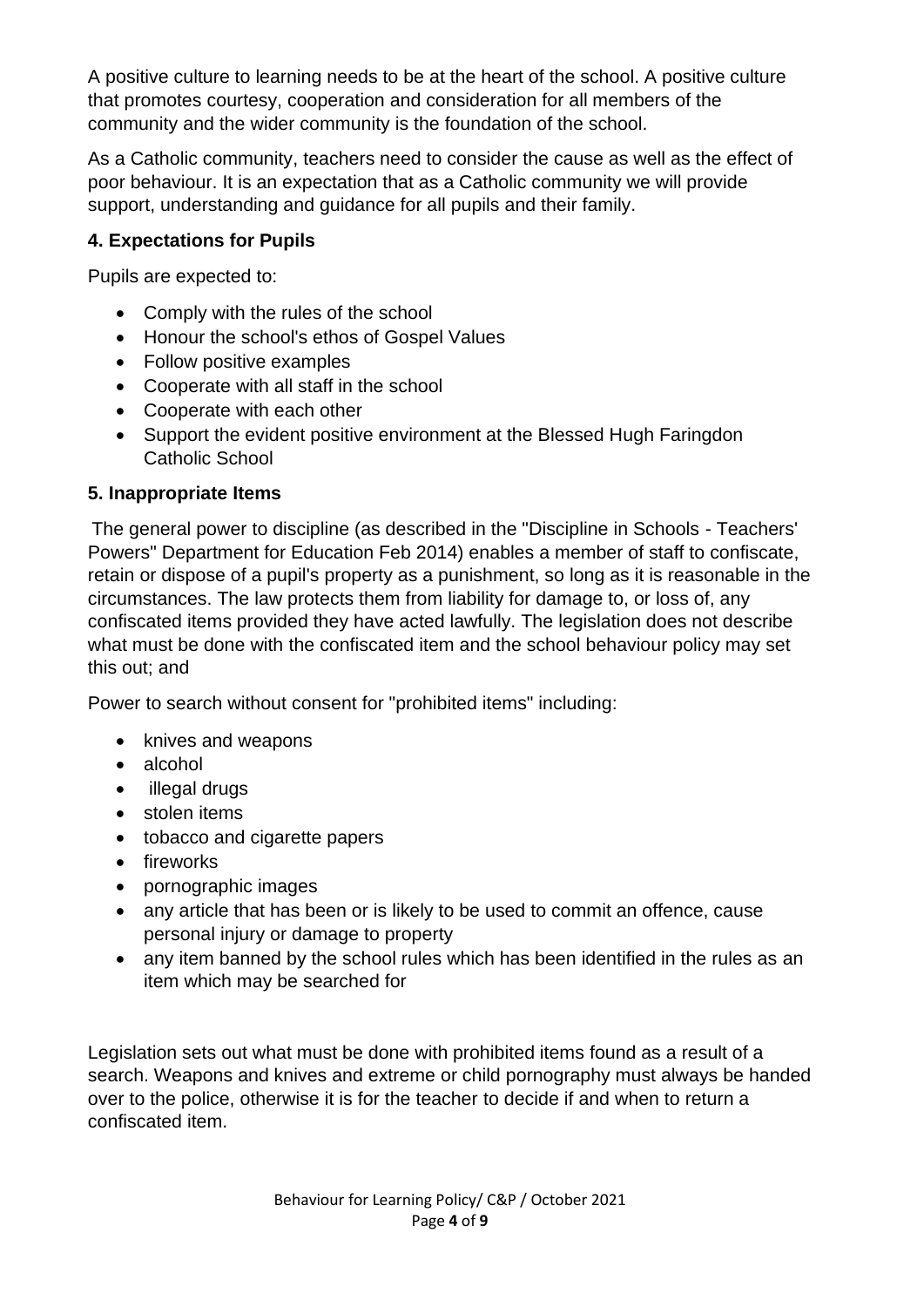A positive culture to learning needs to be at the heart of the school. A positive culture that promotes courtesy, cooperation and consideration for all members of the community and the wider community is the foundation of the school.

As a Catholic community, teachers need to consider the cause as well as the effect of poor behaviour. It is an expectation that as a Catholic community we will provide support, understanding and guidance for all pupils and their family.

### 4. Expectations for Pupils

Pupils are expected to:

- Comply with the rules of the school
- Honour the school's ethos of Gospel Values
- Follow positive examples
- Cooperate with all staff in the school
- Cooperate with each other
- Support the evident positive environment at the Blessed Hugh Faringdon Catholic School

### 5. Inappropriate Items

The general power to discipline (as described in the "Discipline in Schools - Teachers' Powers" Department for Education Feb 2014) enables a member of staff to confiscate, retain or dispose of a pupil's property as a punishment, so long as it is reasonable in the circumstances. The law protects them from liability for damage to, or loss of, any confiscated items provided they have acted lawfully. The legislation does not describe what must be done with the confiscated item and the school behaviour policy may set this out; and

Power to search without consent for "prohibited items" including:

- knives and weapons
- alcohol
- illegal drugs
- stolen items
- tobacco and cigarette papers
- fireworks
- pornographic images
- any article that has been or is likely to be used to commit an offence, cause personal injury or damage to property
- any item banned by the school rules which has been identified in the rules as an item which may be searched for

Legislation sets out what must be done with prohibited items found as a result of a search. Weapons and knives and extreme or child pornography must always be handed over to the police, otherwise it is for the teacher to decide if and when to return a confiscated item.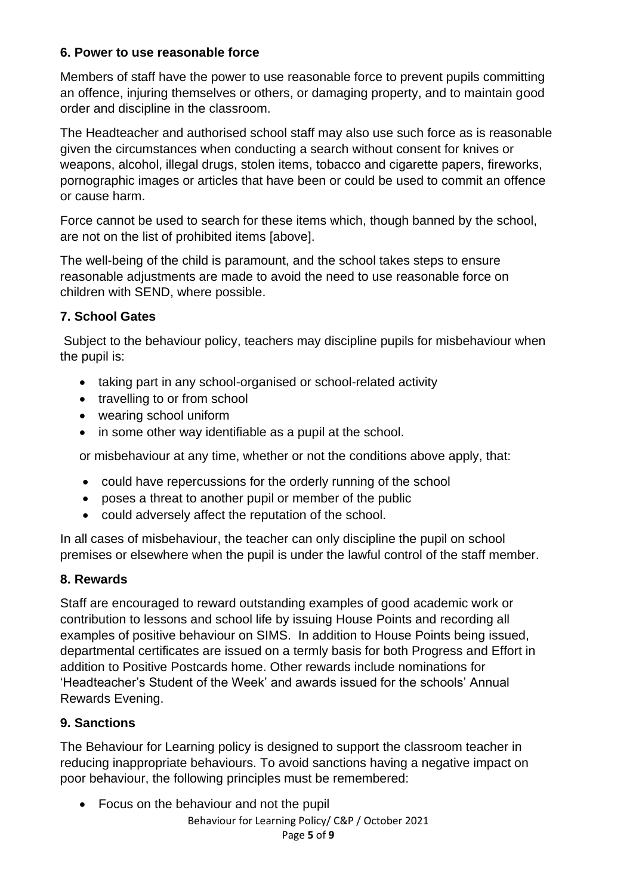## 6. Power to use reasonable force

Members of staff have the power to use reasonable force to prevent pupils committing an offence, injuring themselves or others, or damaging property, and to maintain good order and discipline in the classroom.

The Headteacher and authorised school staff may also use such force as is reasonable given the circumstances when conducting a search without consent for knives or weapons, alcohol, illegal drugs, stolen items, tobacco and cigarette papers, fireworks, pornographic images or articles that have been or could be used to commit an offence or cause harm.

Force cannot be used to search for these items which, though banned by the school, are not on the list of prohibited items [above].

The well-being of the child is paramount, and the school takes steps to ensure reasonable adjustments are made to avoid the need to use reasonable force on children with SEND, where possible.

## 7. School Gates

Subject to the behaviour policy, teachers may discipline pupils for misbehaviour when the pupil is:

- taking part in any school-organised or school-related activity
- travelling to or from school
- wearing school uniform
- in some other way identifiable as a pupil at the school.

or misbehaviour at any time, whether or not the conditions above apply, that:

- could have repercussions for the orderly running of the school
- poses a threat to another pupil or member of the public
- could adversely affect the reputation of the school.

In all cases of misbehaviour, the teacher can only discipline the pupil on school premises or elsewhere when the pupil is under the lawful control of the staff member.

## 8. Rewards

Staff are encouraged to reward outstanding examples of good academic work or contribution to lessons and school life by issuing House Points and recording all examples of positive behaviour on SIMS. In addition to House Points being issued, departmental certificates are issued on a termly basis for both Progress and Effort in addition to Positive Postcards home. Other rewards include nominations for 'Headteacher's Student of the Week' and awards issued for the schools' Annual Rewards Evening.

## 9. Sanctions

The Behaviour for Learning policy is designed to support the classroom teacher in reducing inappropriate behaviours. To avoid sanctions having a negative impact on poor behaviour, the following principles must be remembered:

- Focus on the behaviour and not the pupil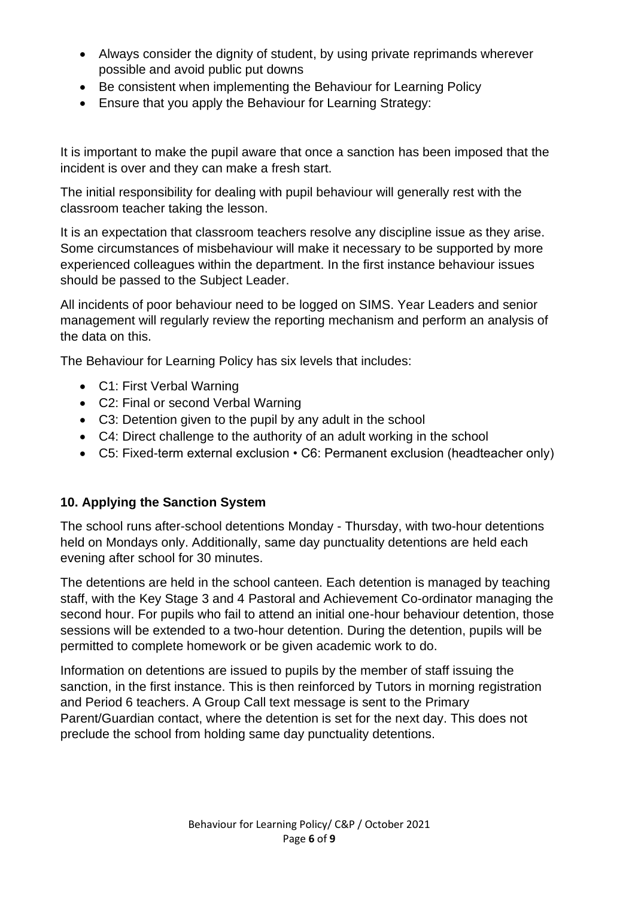- Always consider the dignity of student, by using private reprimands wherever possible and avoid public put downs
- Be consistent when implementing the Behaviour for Learning Policy
- Ensure that you apply the Behaviour for Learning Strategy:

It is important to make the pupil aware that once a sanction has been imposed that the incident is over and they can make a fresh start.

The initial responsibility for dealing with pupil behaviour will generally rest with the classroom teacher taking the lesson.

It is an expectation that classroom teachers resolve any discipline issue as they arise. Some circumstances of misbehaviour will make it necessary to be supported by more experienced colleagues within the department. In the first instance behaviour issues should be passed to the Subject Leader.

All incidents of poor behaviour need to be logged on SIMS. Year Leaders and senior management will regularly review the reporting mechanism and perform an analysis of the data on this.

The Behaviour for Learning Policy has six levels that includes:

- C1: First Verbal Warning
- C2: Final or second Verbal Warning
- C3: Detention given to the pupil by any adult in the school
- C4: Direct challenge to the authority of an adult working in the school
- C5: Fixed-term external exclusion • C6: Permanent exclusion (headteacher only)

### 10. Applying the Sanction System

The school runs after-school detentions Monday - Thursday, with two-hour detentions held on Mondays only. Additionally, same day punctuality detentions are held each evening after school for 30 minutes.

The detentions are held in the school canteen. Each detention is managed by teaching staff, with the Key Stage 3 and 4 Pastoral and Achievement Co-ordinator managing the second hour. For pupils who fail to attend an initial one-hour behaviour detention, those sessions will be extended to a two-hour detention. During the detention, pupils will be permitted to complete homework or be given academic work to do.

Information on detentions are issued to pupils by the member of staff issuing the sanction, in the first instance. This is then reinforced by Tutors in morning registration and Period 6 teachers. A Group Call text message is sent to the Primary Parent/Guardian contact, where the detention is set for the next day. This does not preclude the school from holding same day punctuality detentions.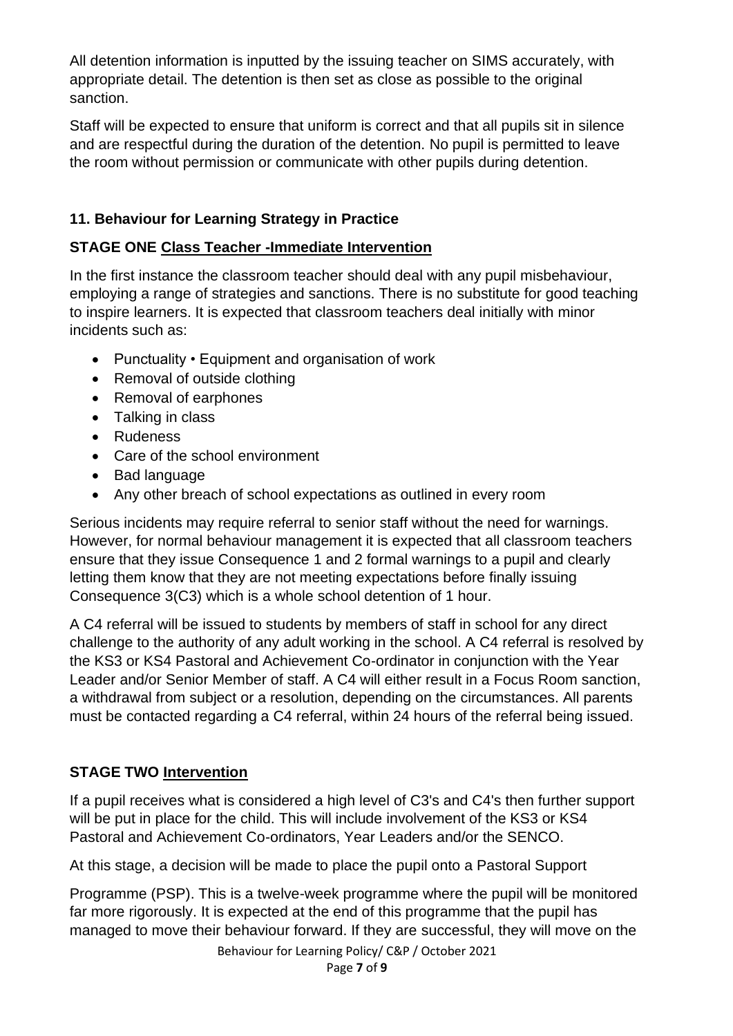All detention information is inputted by the issuing teacher on SIMS accurately, with appropriate detail. The detention is then set as close as possible to the original sanction.

Staff will be expected to ensure that uniform is correct and that all pupils sit in silence and are respectful during the duration of the detention. No pupil is permitted to leave the room without permission or communicate with other pupils during detention.

### 11. Behaviour for Learning Strategy in Practice

**STAGE ONE <u>Class Teacher -Immediate Intervention</u>**

In the first instance the classroom teacher should deal with any pupil misbehaviour, employing a range of strategies and sanctions. There is no substitute for good teaching to inspire learners. It is expected that classroom teachers deal initially with minor incidents such as:

- Punctuality • Equipment and organisation of work
- Removal of outside clothing
- Removal of earphones
- Talking in class
- Rudeness
- Care of the school environment
- Bad language
- Any other breach of school expectations as outlined in every room

Serious incidents may require referral to senior staff without the need for warnings. However, for normal behaviour management it is expected that all classroom teachers ensure that they issue Consequence 1 and 2 formal warnings to a pupil and clearly letting them know that they are not meeting expectations before finally issuing Consequence 3(C3) which is a whole school detention of 1 hour.

A C4 referral will be issued to students by members of staff in school for any direct challenge to the authority of any adult working in the school. A C4 referral is resolved by the KS3 or KS4 Pastoral and Achievement Co-ordinator in conjunction with the Year Leader and/or Senior Member of staff. A C4 will either result in a Focus Room sanction, a withdrawal from subject or a resolution, depending on the circumstances. All parents must be contacted regarding a C4 referral, within 24 hours of the referral being issued.

**STAGE TWO <u>Intervention</u>**

If a pupil receives what is considered a high level of C3's and C4's then further support will be put in place for the child. This will include involvement of the KS3 or KS4 Pastoral and Achievement Co-ordinators, Year Leaders and/or the SENCO.

At this stage, a decision will be made to place the pupil onto a Pastoral Support

Programme (PSP). This is a twelve-week programme where the pupil will be monitored far more rigorously. It is expected at the end of this programme that the pupil has managed to move their behaviour forward. If they are successful, they will move on the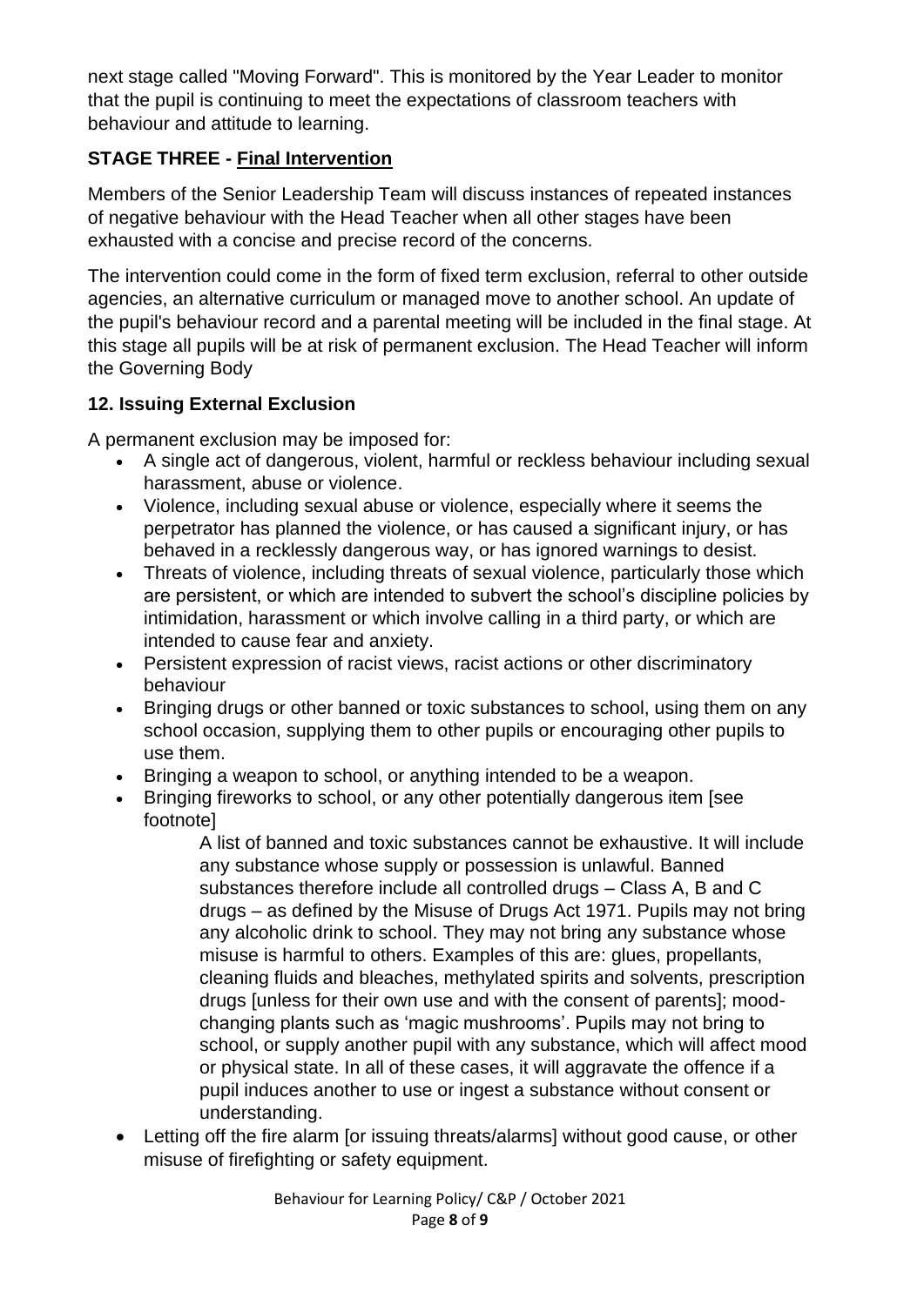next stage called "Moving Forward". This is monitored by the Year Leader to monitor that the pupil is continuing to meet the expectations of classroom teachers with behaviour and attitude to learning.

### STAGE THREE - Final Intervention

Members of the Senior Leadership Team will discuss instances of repeated instances of negative behaviour with the Head Teacher when all other stages have been exhausted with a concise and precise record of the concerns.

The intervention could come in the form of fixed term exclusion, referral to other outside agencies, an alternative curriculum or managed move to another school. An update of the pupil's behaviour record and a parental meeting will be included in the final stage. At this stage all pupils will be at risk of permanent exclusion. The Head Teacher will inform the Governing Body

## 12. Issuing External Exclusion

A permanent exclusion may be imposed for:

- A single act of dangerous, violent, harmful or reckless behaviour including sexual harassment, abuse or violence.
- Violence, including sexual abuse or violence, especially where it seems the perpetrator has planned the violence, or has caused a significant injury, or has behaved in a recklessly dangerous way, or has ignored warnings to desist.
- Threats of violence, including threats of sexual violence, particularly those which are persistent, or which are intended to subvert the school's discipline policies by intimidation, harassment or which involve calling in a third party, or which are intended to cause fear and anxiety.
- Persistent expression of racist views, racist actions or other discriminatory behaviour
- Bringing drugs or other banned or toxic substances to school, using them on any school occasion, supplying them to other pupils or encouraging other pupils to use them.
- Bringing a weapon to school, or anything intended to be a weapon.
- Bringing fireworks to school, or any other potentially dangerous item [see footnote]

  A list of banned and toxic substances cannot be exhaustive. It will include any substance whose supply or possession is unlawful. Banned substances therefore include all controlled drugs – Class A, B and C drugs – as defined by the Misuse of Drugs Act 1971. Pupils may not bring any alcoholic drink to school. They may not bring any substance whose misuse is harmful to others. Examples of this are: glues, propellants, cleaning fluids and bleaches, methylated spirits and solvents, prescription drugs [unless for their own use and with the consent of parents]; mood-changing plants such as 'magic mushrooms'. Pupils may not bring to school, or supply another pupil with any substance, which will affect mood or physical state. In all of these cases, it will aggravate the offence if a pupil induces another to use or ingest a substance without consent or understanding.
- Letting off the fire alarm [or issuing threats/alarms] without good cause, or other misuse of firefighting or safety equipment.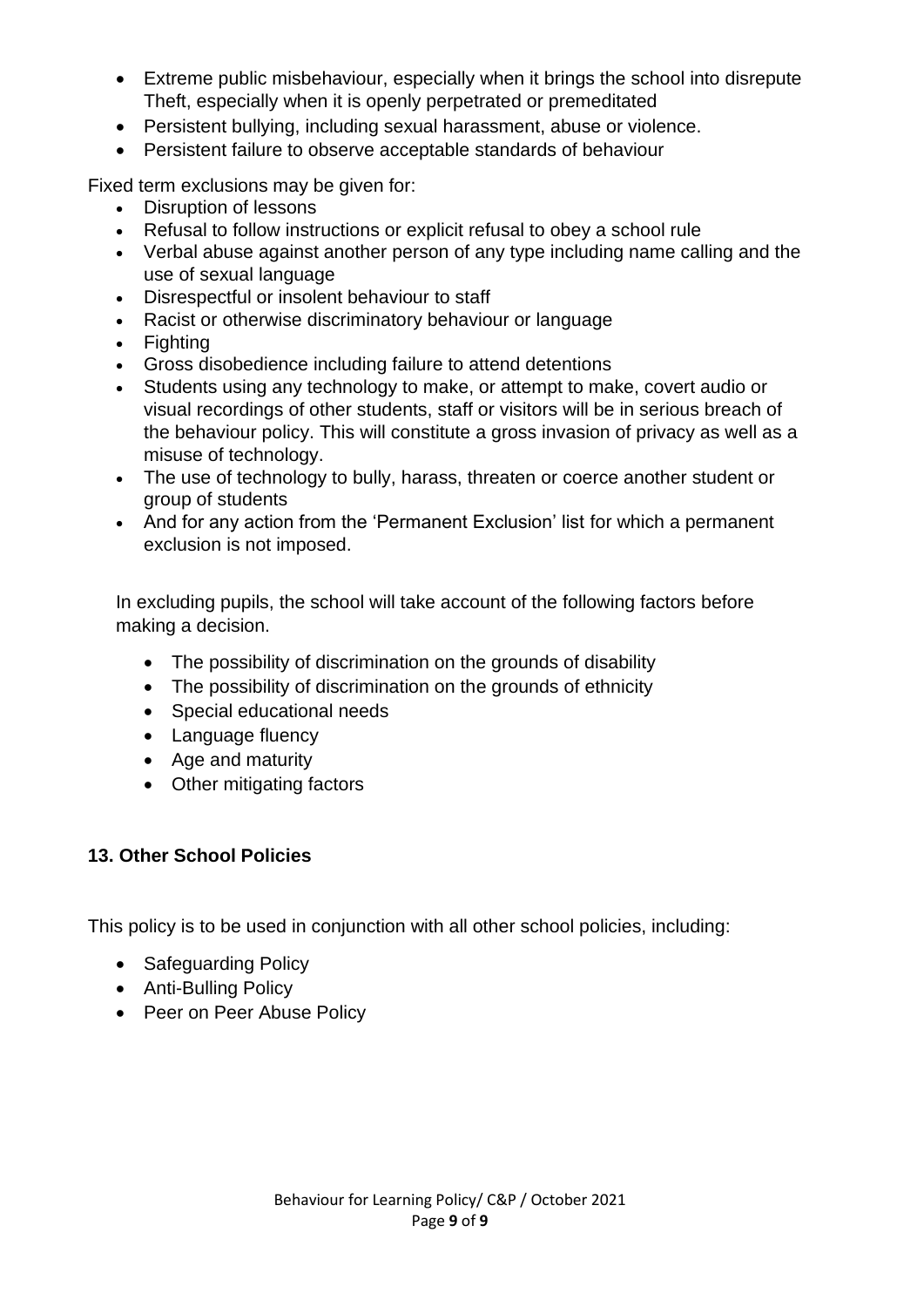- Extreme public misbehaviour, especially when it brings the school into disrepute Theft, especially when it is openly perpetrated or premeditated
- Persistent bullying, including sexual harassment, abuse or violence.
- Persistent failure to observe acceptable standards of behaviour

Fixed term exclusions may be given for:

- Disruption of lessons
- Refusal to follow instructions or explicit refusal to obey a school rule
- Verbal abuse against another person of any type including name calling and the use of sexual language
- Disrespectful or insolent behaviour to staff
- Racist or otherwise discriminatory behaviour or language
- Fighting
- Gross disobedience including failure to attend detentions
- Students using any technology to make, or attempt to make, covert audio or visual recordings of other students, staff or visitors will be in serious breach of the behaviour policy. This will constitute a gross invasion of privacy as well as a misuse of technology.
- The use of technology to bully, harass, threaten or coerce another student or group of students
- And for any action from the 'Permanent Exclusion' list for which a permanent exclusion is not imposed.

In excluding pupils, the school will take account of the following factors before making a decision.

- The possibility of discrimination on the grounds of disability
- The possibility of discrimination on the grounds of ethnicity
- Special educational needs
- Language fluency
- Age and maturity
- Other mitigating factors

### 13. Other School Policies

This policy is to be used in conjunction with all other school policies, including:

- Safeguarding Policy
- Anti-Bulling Policy
- Peer on Peer Abuse Policy